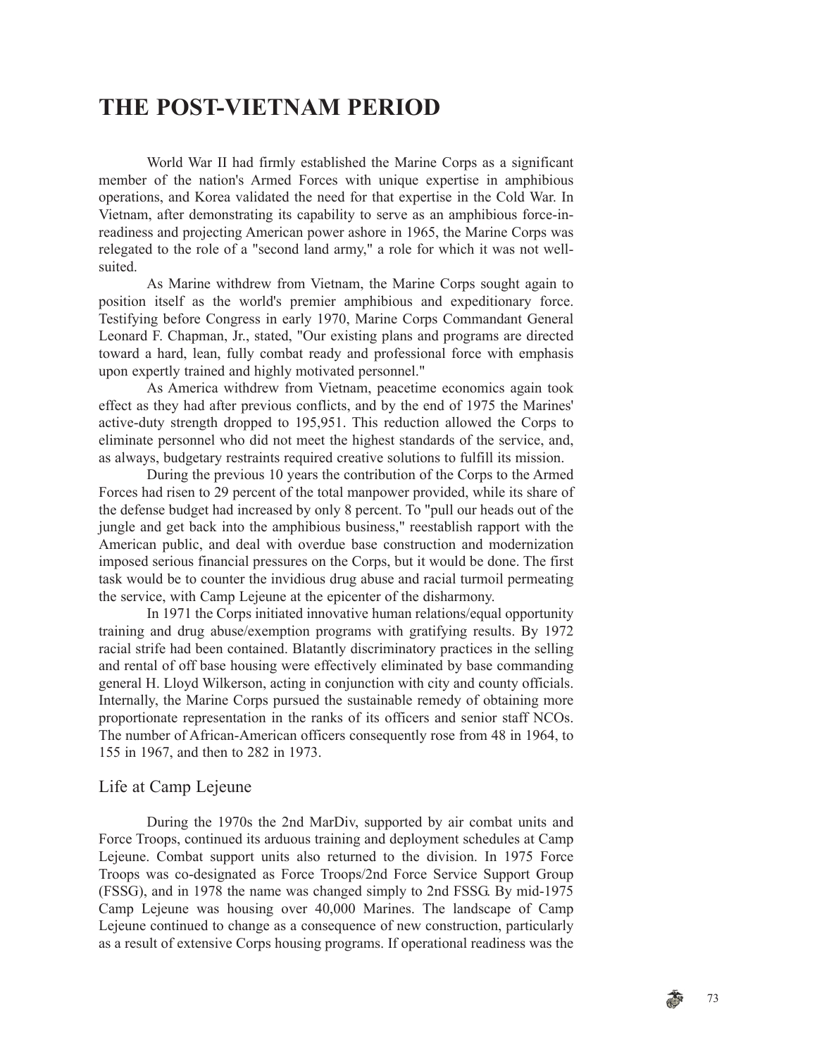# THE POST-VIETNAM PERIOD

World War II had firmly established the Marine Corps as a significant member of the nation's Armed Forces with unique expertise in amphibious operations, and Korea validated the need for that expertise in the Cold War. In Vietnam, after demonstrating its capability to serve as an amphibious force-in-readiness and projecting American power ashore in 1965, the Marine Corps was relegated to the role of a "second land army," a role for which it was not well-suited.

As Marine withdrew from Vietnam, the Marine Corps sought again to position itself as the world's premier amphibious and expeditionary force. Testifying before Congress in early 1970, Marine Corps Commandant General Leonard F. Chapman, Jr., stated, "Our existing plans and programs are directed toward a hard, lean, fully combat ready and professional force with emphasis upon expertly trained and highly motivated personnel."

As America withdrew from Vietnam, peacetime economics again took effect as they had after previous conflicts, and by the end of 1975 the Marines' active-duty strength dropped to 195,951. This reduction allowed the Corps to eliminate personnel who did not meet the highest standards of the service, and, as always, budgetary restraints required creative solutions to fulfill its mission.

During the previous 10 years the contribution of the Corps to the Armed Forces had risen to 29 percent of the total manpower provided, while its share of the defense budget had increased by only 8 percent. To "pull our heads out of the jungle and get back into the amphibious business," reestablish rapport with the American public, and deal with overdue base construction and modernization imposed serious financial pressures on the Corps, but it would be done. The first task would be to counter the invidious drug abuse and racial turmoil permeating the service, with Camp Lejeune at the epicenter of the disharmony.

In 1971 the Corps initiated innovative human relations/equal opportunity training and drug abuse/exemption programs with gratifying results. By 1972 racial strife had been contained. Blatantly discriminatory practices in the selling and rental of off base housing were effectively eliminated by base commanding general H. Lloyd Wilkerson, acting in conjunction with city and county officials. Internally, the Marine Corps pursued the sustainable remedy of obtaining more proportionate representation in the ranks of its officers and senior staff NCOs. The number of African-American officers consequently rose from 48 in 1964, to 155 in 1967, and then to 282 in 1973.

## Life at Camp Lejeune

During the 1970s the 2nd MarDiv, supported by air combat units and Force Troops, continued its arduous training and deployment schedules at Camp Lejeune. Combat support units also returned to the division. In 1975 Force Troops was co-designated as Force Troops/2nd Force Service Support Group (FSSG), and in 1978 the name was changed simply to 2nd FSSG. By mid-1975 Camp Lejeune was housing over 40,000 Marines. The landscape of Camp Lejeune continued to change as a consequence of new construction, particularly as a result of extensive Corps housing programs. If operational readiness was the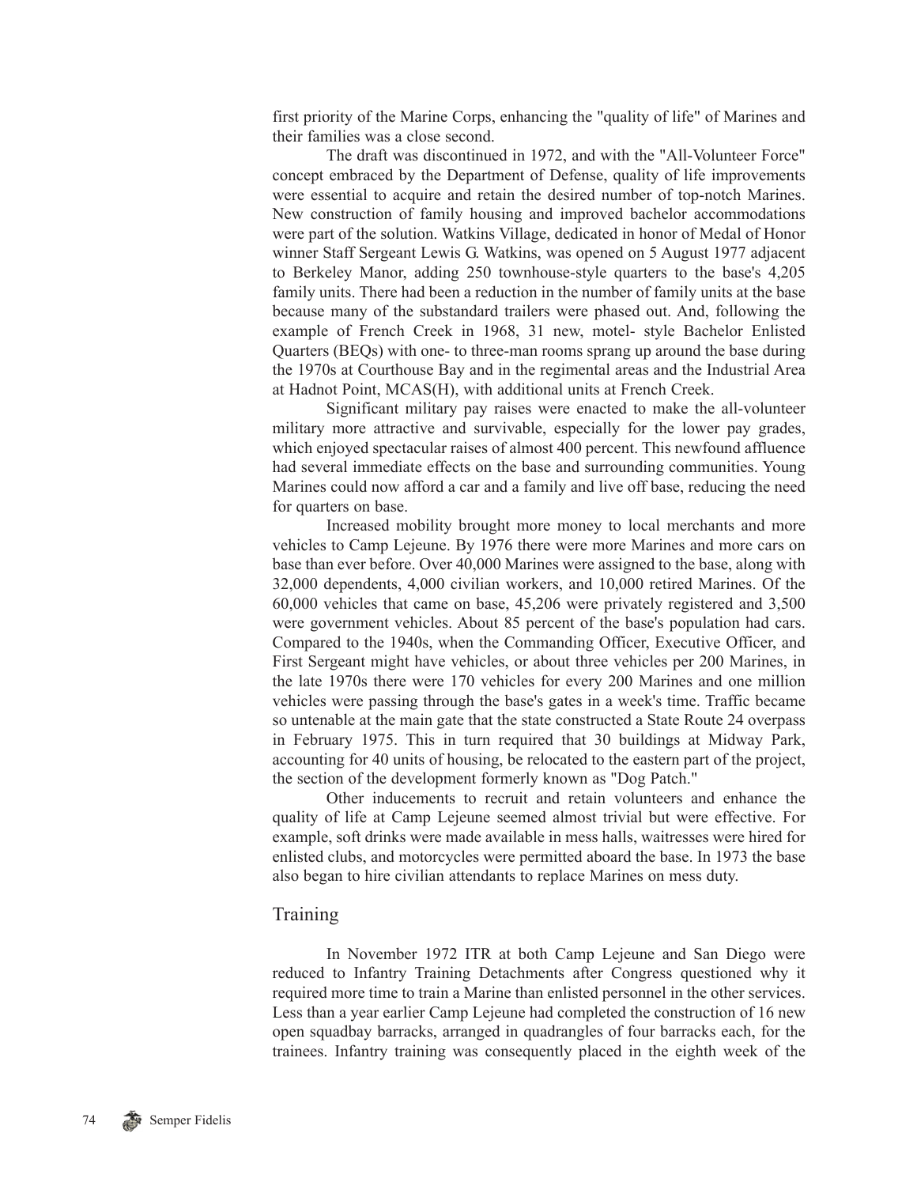first priority of the Marine Corps, enhancing the "quality of life" of Marines and their families was a close second.

The draft was discontinued in 1972, and with the "All-Volunteer Force" concept embraced by the Department of Defense, quality of life improvements were essential to acquire and retain the desired number of top-notch Marines. New construction of family housing and improved bachelor accommodations were part of the solution. Watkins Village, dedicated in honor of Medal of Honor winner Staff Sergeant Lewis G. Watkins, was opened on 5 August 1977 adjacent to Berkeley Manor, adding 250 townhouse-style quarters to the base's 4,205 family units. There had been a reduction in the number of family units at the base because many of the substandard trailers were phased out. And, following the example of French Creek in 1968, 31 new, motel- style Bachelor Enlisted Quarters (BEQs) with one- to three-man rooms sprang up around the base during the 1970s at Courthouse Bay and in the regimental areas and the Industrial Area at Hadnot Point, MCAS(H), with additional units at French Creek.

Significant military pay raises were enacted to make the all-volunteer military more attractive and survivable, especially for the lower pay grades, which enjoyed spectacular raises of almost 400 percent. This newfound affluence had several immediate effects on the base and surrounding communities. Young Marines could now afford a car and a family and live off base, reducing the need for quarters on base.

Increased mobility brought more money to local merchants and more vehicles to Camp Lejeune. By 1976 there were more Marines and more cars on base than ever before. Over 40,000 Marines were assigned to the base, along with 32,000 dependents, 4,000 civilian workers, and 10,000 retired Marines. Of the 60,000 vehicles that came on base, 45,206 were privately registered and 3,500 were government vehicles. About 85 percent of the base's population had cars. Compared to the 1940s, when the Commanding Officer, Executive Officer, and First Sergeant might have vehicles, or about three vehicles per 200 Marines, in the late 1970s there were 170 vehicles for every 200 Marines and one million vehicles were passing through the base's gates in a week's time. Traffic became so untenable at the main gate that the state constructed a State Route 24 overpass in February 1975. This in turn required that 30 buildings at Midway Park, accounting for 40 units of housing, be relocated to the eastern part of the project, the section of the development formerly known as "Dog Patch."

Other inducements to recruit and retain volunteers and enhance the quality of life at Camp Lejeune seemed almost trivial but were effective. For example, soft drinks were made available in mess halls, waitresses were hired for enlisted clubs, and motorcycles were permitted aboard the base. In 1973 the base also began to hire civilian attendants to replace Marines on mess duty.

## Training

In November 1972 ITR at both Camp Lejeune and San Diego were reduced to Infantry Training Detachments after Congress questioned why it required more time to train a Marine than enlisted personnel in the other services. Less than a year earlier Camp Lejeune had completed the construction of 16 new open squadbay barracks, arranged in quadrangles of four barracks each, for the trainees. Infantry training was consequently placed in the eighth week of the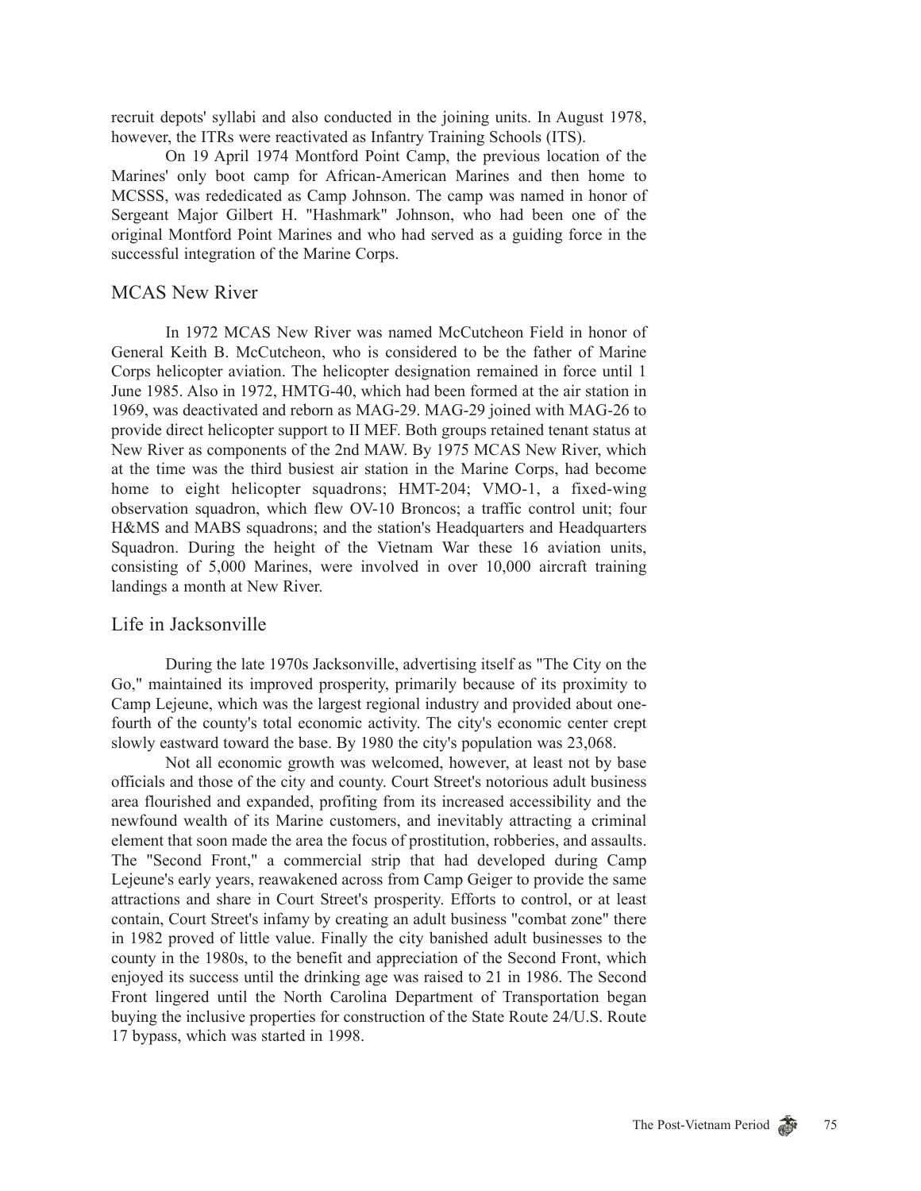recruit depots' syllabi and also conducted in the joining units. In August 1978, however, the ITRs were reactivated as Infantry Training Schools (ITS).

On 19 April 1974 Montford Point Camp, the previous location of the Marines' only boot camp for African-American Marines and then home to MCSSS, was rededicated as Camp Johnson. The camp was named in honor of Sergeant Major Gilbert H. "Hashmark" Johnson, who had been one of the original Montford Point Marines and who had served as a guiding force in the successful integration of the Marine Corps.

## MCAS New River

In 1972 MCAS New River was named McCutcheon Field in honor of General Keith B. McCutcheon, who is considered to be the father of Marine Corps helicopter aviation. The helicopter designation remained in force until 1 June 1985. Also in 1972, HMTG-40, which had been formed at the air station in 1969, was deactivated and reborn as MAG-29. MAG-29 joined with MAG-26 to provide direct helicopter support to II MEF. Both groups retained tenant status at New River as components of the 2nd MAW. By 1975 MCAS New River, which at the time was the third busiest air station in the Marine Corps, had become home to eight helicopter squadrons; HMT-204; VMO-1, a fixed-wing observation squadron, which flew OV-10 Broncos; a traffic control unit; four H&MS and MABS squadrons; and the station's Headquarters and Headquarters Squadron. During the height of the Vietnam War these 16 aviation units, consisting of 5,000 Marines, were involved in over 10,000 aircraft training landings a month at New River.

## Life in Jacksonville

During the late 1970s Jacksonville, advertising itself as "The City on the Go," maintained its improved prosperity, primarily because of its proximity to Camp Lejeune, which was the largest regional industry and provided about one-fourth of the county's total economic activity. The city's economic center crept slowly eastward toward the base. By 1980 the city's population was 23,068.

Not all economic growth was welcomed, however, at least not by base officials and those of the city and county. Court Street's notorious adult business area flourished and expanded, profiting from its increased accessibility and the newfound wealth of its Marine customers, and inevitably attracting a criminal element that soon made the area the focus of prostitution, robberies, and assaults. The "Second Front," a commercial strip that had developed during Camp Lejeune's early years, reawakened across from Camp Geiger to provide the same attractions and share in Court Street's prosperity. Efforts to control, or at least contain, Court Street's infamy by creating an adult business "combat zone" there in 1982 proved of little value. Finally the city banished adult businesses to the county in the 1980s, to the benefit and appreciation of the Second Front, which enjoyed its success until the drinking age was raised to 21 in 1986. The Second Front lingered until the North Carolina Department of Transportation began buying the inclusive properties for construction of the State Route 24/U.S. Route 17 bypass, which was started in 1998.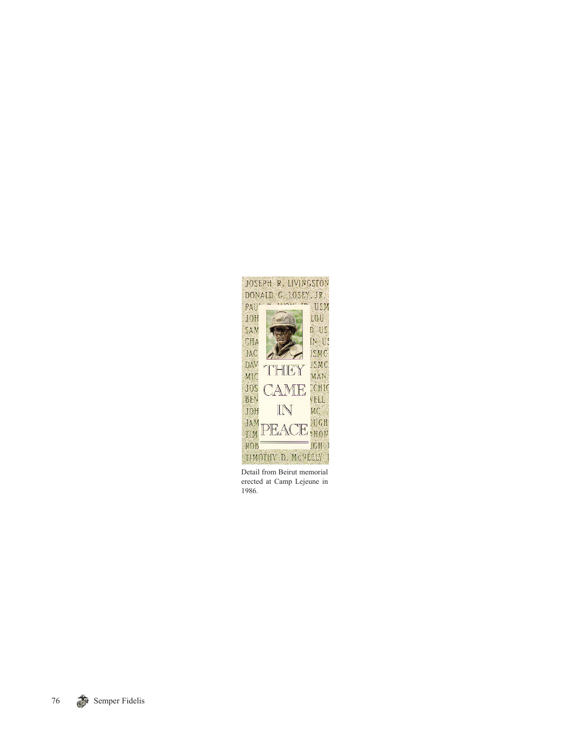Detail from Beirut memorial erected at Camp Lejeune in 1986.